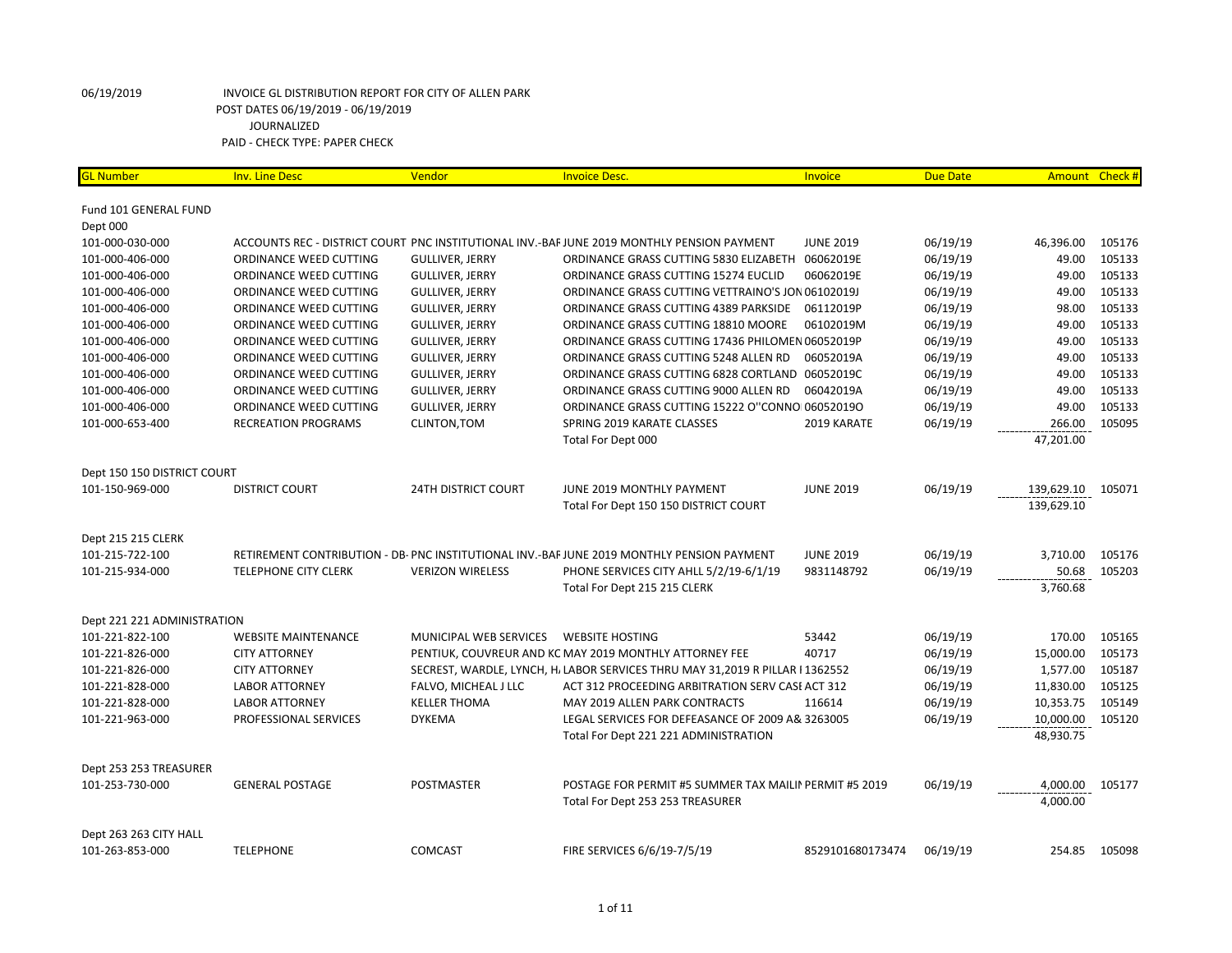06/19/2019 INVOICE GL DISTRIBUTION REPORT FOR CITY OF ALLEN PARK
POST DATES 06/19/2019 - 06/19/2019
JOURNALIZED
PAID - CHECK TYPE: PAPER CHECK

| GL Number | Inv. Line Desc | Vendor | Invoice Desc. | Invoice | Due Date | Amount | Check # |
|---|---|---|---|---|---|---|---|
| Fund 101 GENERAL FUND | | | | | | | |
| Dept 000 | | | | | | | |
| 101-000-030-000 | ACCOUNTS REC - DISTRICT COURT | PNC INSTITUTIONAL INV.-BAF | JUNE 2019 MONTHLY PENSION PAYMENT | JUNE 2019 | 06/19/19 | 46,396.00 | 105176 |
| 101-000-406-000 | ORDINANCE WEED CUTTING | GULLIVER, JERRY | ORDINANCE GRASS CUTTING 5830 ELIZABETH | 06062019E | 06/19/19 | 49.00 | 105133 |
| 101-000-406-000 | ORDINANCE WEED CUTTING | GULLIVER, JERRY | ORDINANCE GRASS CUTTING 15274 EUCLID | 06062019E | 06/19/19 | 49.00 | 105133 |
| 101-000-406-000 | ORDINANCE WEED CUTTING | GULLIVER, JERRY | ORDINANCE GRASS CUTTING VETTRAINO'S JON | 06102019J | 06/19/19 | 49.00 | 105133 |
| 101-000-406-000 | ORDINANCE WEED CUTTING | GULLIVER, JERRY | ORDINANCE GRASS CUTTING 4389 PARKSIDE | 06112019P | 06/19/19 | 98.00 | 105133 |
| 101-000-406-000 | ORDINANCE WEED CUTTING | GULLIVER, JERRY | ORDINANCE GRASS CUTTING 18810 MOORE | 06102019M | 06/19/19 | 49.00 | 105133 |
| 101-000-406-000 | ORDINANCE WEED CUTTING | GULLIVER, JERRY | ORDINANCE GRASS CUTTING 17436 PHILOMEN | 06052019P | 06/19/19 | 49.00 | 105133 |
| 101-000-406-000 | ORDINANCE WEED CUTTING | GULLIVER, JERRY | ORDINANCE GRASS CUTTING 5248 ALLEN RD | 06052019A | 06/19/19 | 49.00 | 105133 |
| 101-000-406-000 | ORDINANCE WEED CUTTING | GULLIVER, JERRY | ORDINANCE GRASS CUTTING 6828 CORTLAND | 06052019C | 06/19/19 | 49.00 | 105133 |
| 101-000-406-000 | ORDINANCE WEED CUTTING | GULLIVER, JERRY | ORDINANCE GRASS CUTTING 9000 ALLEN RD | 06042019A | 06/19/19 | 49.00 | 105133 |
| 101-000-406-000 | ORDINANCE WEED CUTTING | GULLIVER, JERRY | ORDINANCE GRASS CUTTING 15222 O''CONNO | 06052019O | 06/19/19 | 49.00 | 105133 |
| 101-000-653-400 | RECREATION PROGRAMS | CLINTON,TOM | SPRING 2019 KARATE CLASSES | 2019 KARATE | 06/19/19 | 266.00 | 105095 |
| | | | Total For Dept 000 | | | 47,201.00 | |
| Dept 150 150 DISTRICT COURT | | | | | | | |
| 101-150-969-000 | DISTRICT COURT | 24TH DISTRICT COURT | JUNE 2019 MONTHLY PAYMENT | JUNE 2019 | 06/19/19 | 139,629.10 | 105071 |
| | | | Total For Dept 150 150 DISTRICT COURT | | | 139,629.10 | |
| Dept 215 215 CLERK | | | | | | | |
| 101-215-722-100 | RETIREMENT CONTRIBUTION - DB- | PNC INSTITUTIONAL INV.-BAF | JUNE 2019 MONTHLY PENSION PAYMENT | JUNE 2019 | 06/19/19 | 3,710.00 | 105176 |
| 101-215-934-000 | TELEPHONE CITY CLERK | VERIZON WIRELESS | PHONE SERVICES CITY AHLL 5/2/19-6/1/19 | 9831148792 | 06/19/19 | 50.68 | 105203 |
| | | | Total For Dept 215 215 CLERK | | | 3,760.68 | |
| Dept 221 221 ADMINISTRATION | | | | | | | |
| 101-221-822-100 | WEBSITE MAINTENANCE | MUNICIPAL WEB SERVICES | WEBSITE HOSTING | 53442 | 06/19/19 | 170.00 | 105165 |
| 101-221-826-000 | CITY ATTORNEY | PENTIUK, COUVREUR AND KC | MAY 2019 MONTHLY ATTORNEY FEE | 40717 | 06/19/19 | 15,000.00 | 105173 |
| 101-221-826-000 | CITY ATTORNEY | SECREST, WARDLE, LYNCH, H. | LABOR SERVICES THRU MAY 31,2019 R PILLAR I | 1362552 | 06/19/19 | 1,577.00 | 105187 |
| 101-221-828-000 | LABOR ATTORNEY | FALVO, MICHEAL J LLC | ACT 312 PROCEEDING ARBITRATION SERV CASI | ACT 312 | 06/19/19 | 11,830.00 | 105125 |
| 101-221-828-000 | LABOR ATTORNEY | KELLER THOMA | MAY 2019 ALLEN PARK CONTRACTS | 116614 | 06/19/19 | 10,353.75 | 105149 |
| 101-221-963-000 | PROFESSIONAL SERVICES | DYKEMA | LEGAL SERVICES FOR DEFEASANCE OF 2009 A& | 3263005 | 06/19/19 | 10,000.00 | 105120 |
| | | | Total For Dept 221 221 ADMINISTRATION | | | 48,930.75 | |
| Dept 253 253 TREASURER | | | | | | | |
| 101-253-730-000 | GENERAL POSTAGE | POSTMASTER | POSTAGE FOR PERMIT #5 SUMMER TAX MAILIN | PERMIT #5 2019 | 06/19/19 | 4,000.00 | 105177 |
| | | | Total For Dept 253 253 TREASURER | | | 4,000.00 | |
| Dept 263 263 CITY HALL | | | | | | | |
| 101-263-853-000 | TELEPHONE | COMCAST | FIRE SERVICES 6/6/19-7/5/19 | 8529101680173474 | 06/19/19 | 254.85 | 105098 |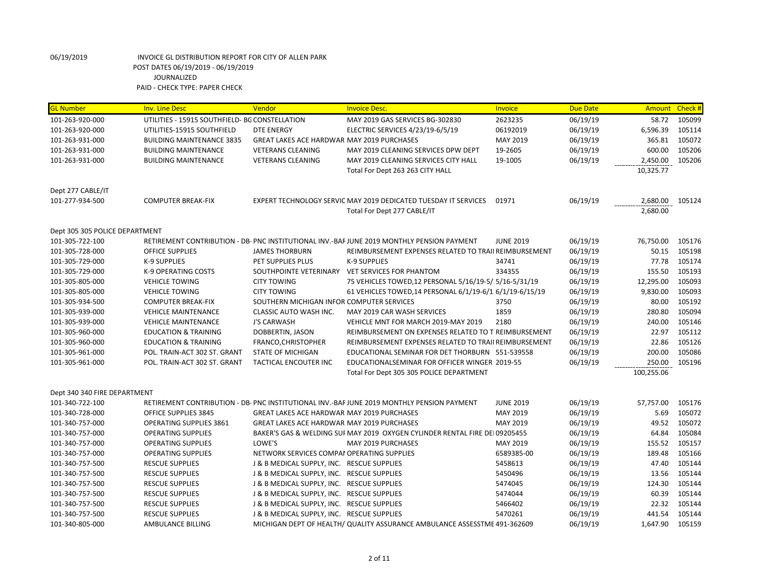06/19/2019 INVOICE GL DISTRIBUTION REPORT FOR CITY OF ALLEN PARK
POST DATES 06/19/2019 - 06/19/2019
JOURNALIZED
PAID - CHECK TYPE: PAPER CHECK

| GL Number | Inv. Line Desc | Vendor | Invoice Desc. | Invoice | Due Date | Amount | Check # |
|---|---|---|---|---|---|---|---|
| 101-263-920-000 | UTILITIES - 15915 SOUTHFIELD- BG | CONSTELLATION | MAY 2019 GAS SERVICES BG-302830 | 2623235 | 06/19/19 | 58.72 | 105099 |
| 101-263-920-000 | UTILITIES-15915 SOUTHFIELD | DTE ENERGY | ELECTRIC SERVICES 4/23/19-6/5/19 | 06192019 | 06/19/19 | 6,596.39 | 105114 |
| 101-263-931-000 | BUILDING MAINTENANCE 3835 | GREAT LAKES ACE HARDWAR | MAY 2019 PURCHASES | MAY 2019 | 06/19/19 | 365.81 | 105072 |
| 101-263-931-000 | BUILDING MAINTENANCE | VETERANS CLEANING | MAY 2019 CLEANING SERVICES DPW DEPT | 19-2605 | 06/19/19 | 600.00 | 105206 |
| 101-263-931-000 | BUILDING MAINTENANCE | VETERANS CLEANING | MAY 2019 CLEANING SERVICES CITY HALL | 19-1005 | 06/19/19 | 2,450.00 | 105206 |
| | | | Total For Dept 263 263 CITY HALL | | | 10,325.77 | |
| Dept 277 CABLE/IT | | | | | | | |
| 101-277-934-500 | COMPUTER BREAK-FIX | EXPERT TECHNOLOGY SERVIC | MAY 2019 DEDICATED TUESDAY IT SERVICES | 01971 | 06/19/19 | 2,680.00 | 105124 |
| | | | Total For Dept 277 CABLE/IT | | | 2,680.00 | |
| Dept 305 305 POLICE DEPARTMENT | | | | | | | |
| 101-305-722-100 | RETIREMENT CONTRIBUTION - DB- | PNC INSTITUTIONAL INV.-BAF | JUNE 2019 MONTHLY PENSION PAYMENT | JUNE 2019 | 06/19/19 | 76,750.00 | 105176 |
| 101-305-728-000 | OFFICE SUPPLIES | JAMES THORBURN | REIMBURSEMENT EXPENSES RELATED TO TRAII | REIMBURSEMENT | 06/19/19 | 50.15 | 105198 |
| 101-305-729-000 | K-9 SUPPLIES | PET SUPPLIES PLUS | K-9 SUPPLIES | 34741 | 06/19/19 | 77.78 | 105174 |
| 101-305-729-000 | K-9 OPERATING COSTS | SOUTHPOINTE VETERINARY | VET SERVICES FOR PHANTOM | 334355 | 06/19/19 | 155.50 | 105193 |
| 101-305-805-000 | VEHICLE TOWING | CITY TOWING | 75 VEHICLES TOWED,12 PERSONAL 5/16/19-5/ | 5/16-5/31/19 | 06/19/19 | 12,295.00 | 105093 |
| 101-305-805-000 | VEHICLE TOWING | CITY TOWING | 61 VEHICLES TOWED,14 PERSONAL 6/1/19-6/1 | 6/1/19-6/15/19 | 06/19/19 | 9,830.00 | 105093 |
| 101-305-934-500 | COMPUTER BREAK-FIX | SOUTHERN MICHIGAN INFOR | COMPUTER SERVICES | 3750 | 06/19/19 | 80.00 | 105192 |
| 101-305-939-000 | VEHICLE MAINTENANCE | CLASSIC AUTO WASH INC. | MAY 2019 CAR WASH SERVICES | 1859 | 06/19/19 | 280.80 | 105094 |
| 101-305-939-000 | VEHICLE MAINTENANCE | J'S CARWASH | VEHICLE MNT FOR MARCH 2019-MAY 2019 | 2180 | 06/19/19 | 240.00 | 105146 |
| 101-305-960-000 | EDUCATION & TRAINING | DOBBERTIN, JASON | REIMBURSEMENT ON EXPENSES RELATED TO T | REIMBURSEMENT | 06/19/19 | 22.97 | 105112 |
| 101-305-960-000 | EDUCATION & TRAINING | FRANCO,CHRISTOPHER | REIMBURSEMENT EXPENSES RELATED TO TRAII | REIMBURSEMENT | 06/19/19 | 22.86 | 105126 |
| 101-305-961-000 | POL. TRAIN-ACT 302 ST. GRANT | STATE OF MICHIGAN | EDUCATIONAL SEMINAR FOR DET THORBURN | 551-539558 | 06/19/19 | 200.00 | 105086 |
| 101-305-961-000 | POL. TRAIN-ACT 302 ST. GRANT | TACTICAL ENCOUTER INC | EDUCATIONALSEMINAR FOR OFFICER WINGER | 2019-55 | 06/19/19 | 250.00 | 105196 |
| | | | Total For Dept 305 305 POLICE DEPARTMENT | | | 100,255.06 | |
| Dept 340 340 FIRE DEPARTMENT | | | | | | | |
| 101-340-722-100 | RETIREMENT CONTRIBUTION - DB- | PNC INSTITUTIONAL INV.-BAF | JUNE 2019 MONTHLY PENSION PAYMENT | JUNE 2019 | 06/19/19 | 57,757.00 | 105176 |
| 101-340-728-000 | OFFICE SUPPLIES 3845 | GREAT LAKES ACE HARDWAR | MAY 2019 PURCHASES | MAY 2019 | 06/19/19 | 5.69 | 105072 |
| 101-340-757-000 | OPERATING SUPPLIES 3861 | GREAT LAKES ACE HARDWAR | MAY 2019 PURCHASES | MAY 2019 | 06/19/19 | 49.52 | 105072 |
| 101-340-757-000 | OPERATING SUPPLIES | BAKER'S GAS & WELDING SUI | MAY 2019 OXYGEN CYLINDER RENTAL FIRE DEI | 09205455 | 06/19/19 | 64.84 | 105084 |
| 101-340-757-000 | OPERATING SUPPLIES | LOWE'S | MAY 2019 PURCHASES | MAY 2019 | 06/19/19 | 155.52 | 105157 |
| 101-340-757-000 | OPERATING SUPPLIES | NETWORK SERVICES COMPAI | OPERATING SUPPLIES | 6589385-00 | 06/19/19 | 189.48 | 105166 |
| 101-340-757-500 | RESCUE SUPPLIES | J & B MEDICAL SUPPLY, INC. | RESCUE SUPPLIES | 5458613 | 06/19/19 | 47.40 | 105144 |
| 101-340-757-500 | RESCUE SUPPLIES | J & B MEDICAL SUPPLY, INC. | RESCUE SUPPLIES | 5450496 | 06/19/19 | 13.56 | 105144 |
| 101-340-757-500 | RESCUE SUPPLIES | J & B MEDICAL SUPPLY, INC. | RESCUE SUPPLIES | 5474045 | 06/19/19 | 124.30 | 105144 |
| 101-340-757-500 | RESCUE SUPPLIES | J & B MEDICAL SUPPLY, INC. | RESCUE SUPPLIES | 5474044 | 06/19/19 | 60.39 | 105144 |
| 101-340-757-500 | RESCUE SUPPLIES | J & B MEDICAL SUPPLY, INC. | RESCUE SUPPLIES | 5466402 | 06/19/19 | 22.32 | 105144 |
| 101-340-757-500 | RESCUE SUPPLIES | J & B MEDICAL SUPPLY, INC. | RESCUE SUPPLIES | 5470261 | 06/19/19 | 441.54 | 105144 |
| 101-340-805-000 | AMBULANCE BILLING | MICHIGAN DEPT OF HEALTH/ | QUALITY ASSURANCE AMBULANCE ASSESSTME | 491-362609 | 06/19/19 | 1,647.90 | 105159 |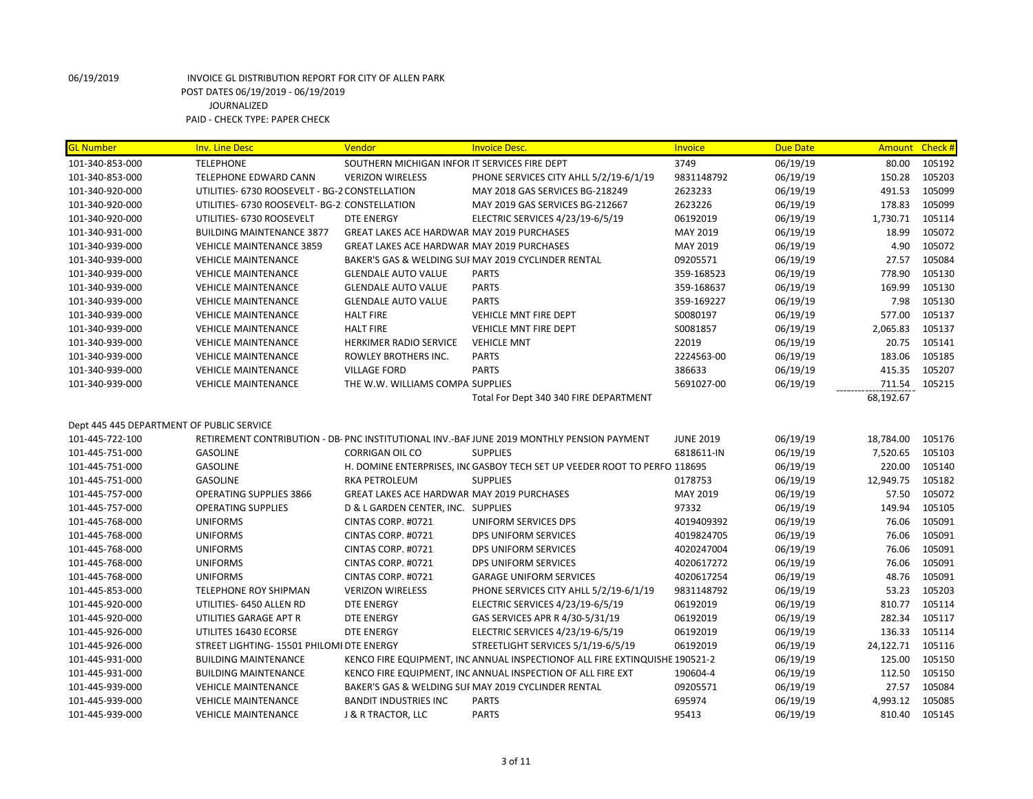06/19/2019 INVOICE GL DISTRIBUTION REPORT FOR CITY OF ALLEN PARK
POST DATES 06/19/2019 - 06/19/2019
JOURNALIZED
PAID - CHECK TYPE: PAPER CHECK

| GL Number | Inv. Line Desc | Vendor | Invoice Desc. | Invoice | Due Date | Amount | Check # |
|---|---|---|---|---|---|---|---|
| 101-340-853-000 | TELEPHONE | SOUTHERN MICHIGAN INFOR | IT SERVICES FIRE DEPT | 3749 | 06/19/19 | 80.00 | 105192 |
| 101-340-853-000 | TELEPHONE EDWARD CANN | VERIZON WIRELESS | PHONE SERVICES CITY AHLL 5/2/19-6/1/19 | 9831148792 | 06/19/19 | 150.28 | 105203 |
| 101-340-920-000 | UTILITIES- 6730 ROOSEVELT - BG-2 | CONSTELLATION | MAY 2018 GAS SERVICES BG-218249 | 2623233 | 06/19/19 | 491.53 | 105099 |
| 101-340-920-000 | UTILITIES- 6730 ROOSEVELT- BG-2 | CONSTELLATION | MAY 2019 GAS SERVICES BG-212667 | 2623226 | 06/19/19 | 178.83 | 105099 |
| 101-340-920-000 | UTILITIES- 6730 ROOSEVELT | DTE ENERGY | ELECTRIC SERVICES 4/23/19-6/5/19 | 06192019 | 06/19/19 | 1,730.71 | 105114 |
| 101-340-931-000 | BUILDING MAINTENANCE 3877 | GREAT LAKES ACE HARDWAR | MAY 2019 PURCHASES | MAY 2019 | 06/19/19 | 18.99 | 105072 |
| 101-340-939-000 | VEHICLE MAINTENANCE 3859 | GREAT LAKES ACE HARDWAR | MAY 2019 PURCHASES | MAY 2019 | 06/19/19 | 4.90 | 105072 |
| 101-340-939-000 | VEHICLE MAINTENANCE | BAKER'S GAS & WELDING SUI | MAY 2019 CYCLINDER RENTAL | 09205571 | 06/19/19 | 27.57 | 105084 |
| 101-340-939-000 | VEHICLE MAINTENANCE | GLENDALE AUTO VALUE | PARTS | 359-168523 | 06/19/19 | 778.90 | 105130 |
| 101-340-939-000 | VEHICLE MAINTENANCE | GLENDALE AUTO VALUE | PARTS | 359-168637 | 06/19/19 | 169.99 | 105130 |
| 101-340-939-000 | VEHICLE MAINTENANCE | GLENDALE AUTO VALUE | PARTS | 359-169227 | 06/19/19 | 7.98 | 105130 |
| 101-340-939-000 | VEHICLE MAINTENANCE | HALT FIRE | VEHICLE MNT FIRE DEPT | S0080197 | 06/19/19 | 577.00 | 105137 |
| 101-340-939-000 | VEHICLE MAINTENANCE | HALT FIRE | VEHICLE MNT FIRE DEPT | S0081857 | 06/19/19 | 2,065.83 | 105137 |
| 101-340-939-000 | VEHICLE MAINTENANCE | HERKIMER RADIO SERVICE | VEHICLE MNT | 22019 | 06/19/19 | 20.75 | 105141 |
| 101-340-939-000 | VEHICLE MAINTENANCE | ROWLEY BROTHERS INC. | PARTS | 2224563-00 | 06/19/19 | 183.06 | 105185 |
| 101-340-939-000 | VEHICLE MAINTENANCE | VILLAGE FORD | PARTS | 386633 | 06/19/19 | 415.35 | 105207 |
| 101-340-939-000 | VEHICLE MAINTENANCE | THE W.W. WILLIAMS COMPA | SUPPLIES | 5691027-00 | 06/19/19 | 711.54 | 105215 |
| | | | Total For Dept 340 340 FIRE DEPARTMENT | | | 68,192.67 | |
| Dept 445 445 DEPARTMENT OF PUBLIC SERVICE | | | | | | | |
| 101-445-722-100 | RETIREMENT CONTRIBUTION - DB- | PNC INSTITUTIONAL INV.-BAF | JUNE 2019 MONTHLY PENSION PAYMENT | JUNE 2019 | 06/19/19 | 18,784.00 | 105176 |
| 101-445-751-000 | GASOLINE | CORRIGAN OIL CO | SUPPLIES | 6818611-IN | 06/19/19 | 7,520.65 | 105103 |
| 101-445-751-000 | GASOLINE | H. DOMINE ENTERPRISES, INC | GASBOY TECH SET UP VEEDER ROOT TO PERFO | 118695 | 06/19/19 | 220.00 | 105140 |
| 101-445-751-000 | GASOLINE | RKA PETROLEUM | SUPPLIES | 0178753 | 06/19/19 | 12,949.75 | 105182 |
| 101-445-757-000 | OPERATING SUPPLIES 3866 | GREAT LAKES ACE HARDWAR | MAY 2019 PURCHASES | MAY 2019 | 06/19/19 | 57.50 | 105072 |
| 101-445-757-000 | OPERATING SUPPLIES | D & L GARDEN CENTER, INC. | SUPPLIES | 97332 | 06/19/19 | 149.94 | 105105 |
| 101-445-768-000 | UNIFORMS | CINTAS CORP. #0721 | UNIFORM SERVICES DPS | 4019409392 | 06/19/19 | 76.06 | 105091 |
| 101-445-768-000 | UNIFORMS | CINTAS CORP. #0721 | DPS UNIFORM SERVICES | 4019824705 | 06/19/19 | 76.06 | 105091 |
| 101-445-768-000 | UNIFORMS | CINTAS CORP. #0721 | DPS UNIFORM SERVICES | 4020247004 | 06/19/19 | 76.06 | 105091 |
| 101-445-768-000 | UNIFORMS | CINTAS CORP. #0721 | DPS UNIFORM SERVICES | 4020617272 | 06/19/19 | 76.06 | 105091 |
| 101-445-768-000 | UNIFORMS | CINTAS CORP. #0721 | GARAGE UNIFORM SERVICES | 4020617254 | 06/19/19 | 48.76 | 105091 |
| 101-445-853-000 | TELEPHONE ROY SHIPMAN | VERIZON WIRELESS | PHONE SERVICES CITY AHLL 5/2/19-6/1/19 | 9831148792 | 06/19/19 | 53.23 | 105203 |
| 101-445-920-000 | UTILITIES- 6450 ALLEN RD | DTE ENERGY | ELECTRIC SERVICES 4/23/19-6/5/19 | 06192019 | 06/19/19 | 810.77 | 105114 |
| 101-445-920-000 | UTILITIES GARAGE APT R | DTE ENERGY | GAS SERVICES APR R 4/30-5/31/19 | 06192019 | 06/19/19 | 282.34 | 105117 |
| 101-445-926-000 | UTILITES 16430 ECORSE | DTE ENERGY | ELECTRIC SERVICES 4/23/19-6/5/19 | 06192019 | 06/19/19 | 136.33 | 105114 |
| 101-445-926-000 | STREET LIGHTING- 15501 PHILOMI | DTE ENERGY | STREETLIGHT SERVICES 5/1/19-6/5/19 | 06192019 | 06/19/19 | 24,122.71 | 105116 |
| 101-445-931-000 | BUILDING MAINTENANCE | KENCO FIRE EQUIPMENT, INC | ANNUAL INSPECTIONOF ALL FIRE EXTINQUISHE | 190521-2 | 06/19/19 | 125.00 | 105150 |
| 101-445-931-000 | BUILDING MAINTENANCE | KENCO FIRE EQUIPMENT, INC | ANNUAL INSPECTION OF ALL FIRE EXT | 190604-4 | 06/19/19 | 112.50 | 105150 |
| 101-445-939-000 | VEHICLE MAINTENANCE | BAKER'S GAS & WELDING SUI | MAY 2019 CYCLINDER RENTAL | 09205571 | 06/19/19 | 27.57 | 105084 |
| 101-445-939-000 | VEHICLE MAINTENANCE | BANDIT INDUSTRIES INC | PARTS | 695974 | 06/19/19 | 4,993.12 | 105085 |
| 101-445-939-000 | VEHICLE MAINTENANCE | J & R TRACTOR, LLC | PARTS | 95413 | 06/19/19 | 810.40 | 105145 |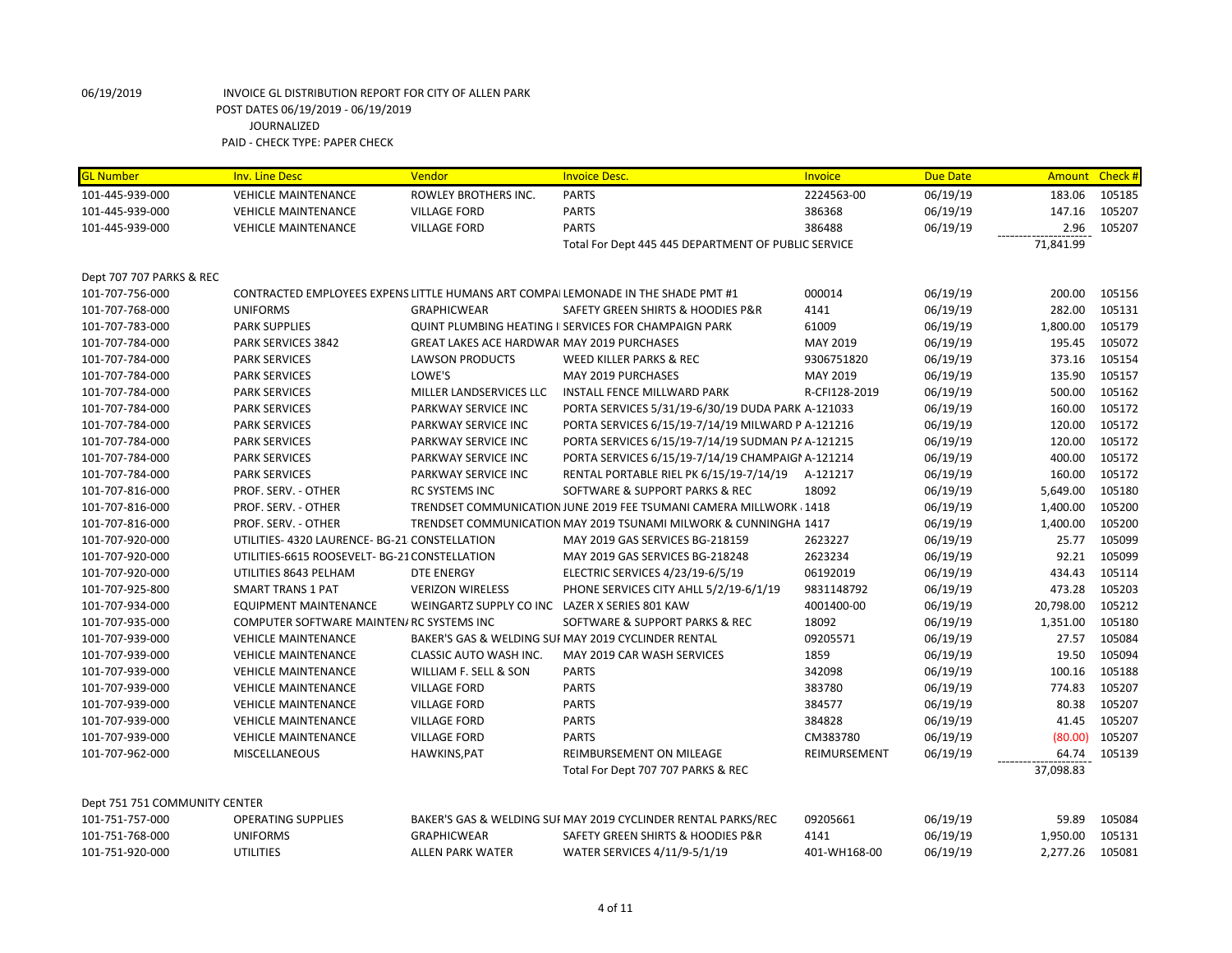06/19/2019 INVOICE GL DISTRIBUTION REPORT FOR CITY OF ALLEN PARK
POST DATES 06/19/2019 - 06/19/2019
JOURNALIZED
PAID - CHECK TYPE: PAPER CHECK

| GL Number | Inv. Line Desc | Vendor | Invoice Desc. | Invoice | Due Date | Amount | Check # |
|---|---|---|---|---|---|---|---|
| 101-445-939-000 | VEHICLE MAINTENANCE | ROWLEY BROTHERS INC. | PARTS | 2224563-00 | 06/19/19 | 183.06 | 105185 |
| 101-445-939-000 | VEHICLE MAINTENANCE | VILLAGE FORD | PARTS | 386368 | 06/19/19 | 147.16 | 105207 |
| 101-445-939-000 | VEHICLE MAINTENANCE | VILLAGE FORD | PARTS | 386488 | 06/19/19 | 2.96 | 105207 |
| | | | Total For Dept 445 445 DEPARTMENT OF PUBLIC SERVICE | | | 71,841.99 | |
| Dept 707 707 PARKS & REC | | | | | | | |
| 101-707-756-000 | CONTRACTED EMPLOYEES EXPENS | LITTLE HUMANS ART COMPAI | LEMONADE IN THE SHADE PMT #1 | 000014 | 06/19/19 | 200.00 | 105156 |
| 101-707-768-000 | UNIFORMS | GRAPHICWEAR | SAFETY GREEN SHIRTS & HOODIES P&R | 4141 | 06/19/19 | 282.00 | 105131 |
| 101-707-783-000 | PARK SUPPLIES | QUINT PLUMBING HEATING I | SERVICES FOR CHAMPAIGN PARK | 61009 | 06/19/19 | 1,800.00 | 105179 |
| 101-707-784-000 | PARK SERVICES 3842 | GREAT LAKES ACE HARDWAR | MAY 2019 PURCHASES | MAY 2019 | 06/19/19 | 195.45 | 105072 |
| 101-707-784-000 | PARK SERVICES | LAWSON PRODUCTS | WEED KILLER PARKS & REC | 9306751820 | 06/19/19 | 373.16 | 105154 |
| 101-707-784-000 | PARK SERVICES | LOWE'S | MAY 2019 PURCHASES | MAY 2019 | 06/19/19 | 135.90 | 105157 |
| 101-707-784-000 | PARK SERVICES | MILLER LANDSERVICES LLC | INSTALL FENCE MILLWARD PARK | R-CFI128-2019 | 06/19/19 | 500.00 | 105162 |
| 101-707-784-000 | PARK SERVICES | PARKWAY SERVICE INC | PORTA SERVICES 5/31/19-6/30/19 DUDA PARK | A-121033 | 06/19/19 | 160.00 | 105172 |
| 101-707-784-000 | PARK SERVICES | PARKWAY SERVICE INC | PORTA SERVICES 6/15/19-7/14/19 MILWARD P | A-121216 | 06/19/19 | 120.00 | 105172 |
| 101-707-784-000 | PARK SERVICES | PARKWAY SERVICE INC | PORTA SERVICES 6/15/19-7/14/19 SUDMAN PA | A-121215 | 06/19/19 | 120.00 | 105172 |
| 101-707-784-000 | PARK SERVICES | PARKWAY SERVICE INC | PORTA SERVICES 6/15/19-7/14/19 CHAMPAIGN | A-121214 | 06/19/19 | 400.00 | 105172 |
| 101-707-784-000 | PARK SERVICES | PARKWAY SERVICE INC | RENTAL PORTABLE RIEL PK 6/15/19-7/14/19 | A-121217 | 06/19/19 | 160.00 | 105172 |
| 101-707-816-000 | PROF. SERV. - OTHER | RC SYSTEMS INC | SOFTWARE & SUPPORT PARKS & REC | 18092 | 06/19/19 | 5,649.00 | 105180 |
| 101-707-816-000 | PROF. SERV. - OTHER | TRENDSET COMMUNICATION | JUNE 2019 FEE TSUMANI CAMERA MILLWORK | 1418 | 06/19/19 | 1,400.00 | 105200 |
| 101-707-816-000 | PROF. SERV. - OTHER | TRENDSET COMMUNICATION | MAY 2019 TSUNAMI MILWORK & CUNNINGHA | 1417 | 06/19/19 | 1,400.00 | 105200 |
| 101-707-920-000 | UTILITIES- 4320 LAURENCE- BG-21 | CONSTELLATION | MAY 2019 GAS SERVICES BG-218159 | 2623227 | 06/19/19 | 25.77 | 105099 |
| 101-707-920-000 | UTILITIES-6615 ROOSEVELT- BG-21 | CONSTELLATION | MAY 2019 GAS SERVICES BG-218248 | 2623234 | 06/19/19 | 92.21 | 105099 |
| 101-707-920-000 | UTILITIES 8643 PELHAM | DTE ENERGY | ELECTRIC SERVICES 4/23/19-6/5/19 | 06192019 | 06/19/19 | 434.43 | 105114 |
| 101-707-925-800 | SMART TRANS 1 PAT | VERIZON WIRELESS | PHONE SERVICES CITY AHLL 5/2/19-6/1/19 | 9831148792 | 06/19/19 | 473.28 | 105203 |
| 101-707-934-000 | EQUIPMENT MAINTENANCE | WEINGARTZ SUPPLY CO INC | LAZER X SERIES 801 KAW | 4001400-00 | 06/19/19 | 20,798.00 | 105212 |
| 101-707-935-000 | COMPUTER SOFTWARE MAINTEN | RC SYSTEMS INC | SOFTWARE & SUPPORT PARKS & REC | 18092 | 06/19/19 | 1,351.00 | 105180 |
| 101-707-939-000 | VEHICLE MAINTENANCE | BAKER'S GAS & WELDING SUI | MAY 2019 CYCLINDER RENTAL | 09205571 | 06/19/19 | 27.57 | 105084 |
| 101-707-939-000 | VEHICLE MAINTENANCE | CLASSIC AUTO WASH INC. | MAY 2019 CAR WASH SERVICES | 1859 | 06/19/19 | 19.50 | 105094 |
| 101-707-939-000 | VEHICLE MAINTENANCE | WILLIAM F. SELL & SON | PARTS | 342098 | 06/19/19 | 100.16 | 105188 |
| 101-707-939-000 | VEHICLE MAINTENANCE | VILLAGE FORD | PARTS | 383780 | 06/19/19 | 774.83 | 105207 |
| 101-707-939-000 | VEHICLE MAINTENANCE | VILLAGE FORD | PARTS | 384577 | 06/19/19 | 80.38 | 105207 |
| 101-707-939-000 | VEHICLE MAINTENANCE | VILLAGE FORD | PARTS | 384828 | 06/19/19 | 41.45 | 105207 |
| 101-707-939-000 | VEHICLE MAINTENANCE | VILLAGE FORD | PARTS | CM383780 | 06/19/19 | (80.00) | 105207 |
| 101-707-962-000 | MISCELLANEOUS | HAWKINS,PAT | REIMBURSEMENT ON MILEAGE | REIMBURSEMENT | 06/19/19 | 64.74 | 105139 |
| | | | Total For Dept 707 707 PARKS & REC | | | 37,098.83 | |
| Dept 751 751 COMMUNITY CENTER | | | | | | | |
| 101-751-757-000 | OPERATING SUPPLIES | BAKER'S GAS & WELDING SUI | MAY 2019 CYCLINDER RENTAL PARKS/REC | 09205661 | 06/19/19 | 59.89 | 105084 |
| 101-751-768-000 | UNIFORMS | GRAPHICWEAR | SAFETY GREEN SHIRTS & HOODIES P&R | 4141 | 06/19/19 | 1,950.00 | 105131 |
| 101-751-920-000 | UTILITIES | ALLEN PARK WATER | WATER SERVICES 4/11/9-5/1/19 | 401-WH168-00 | 06/19/19 | 2,277.26 | 105081 |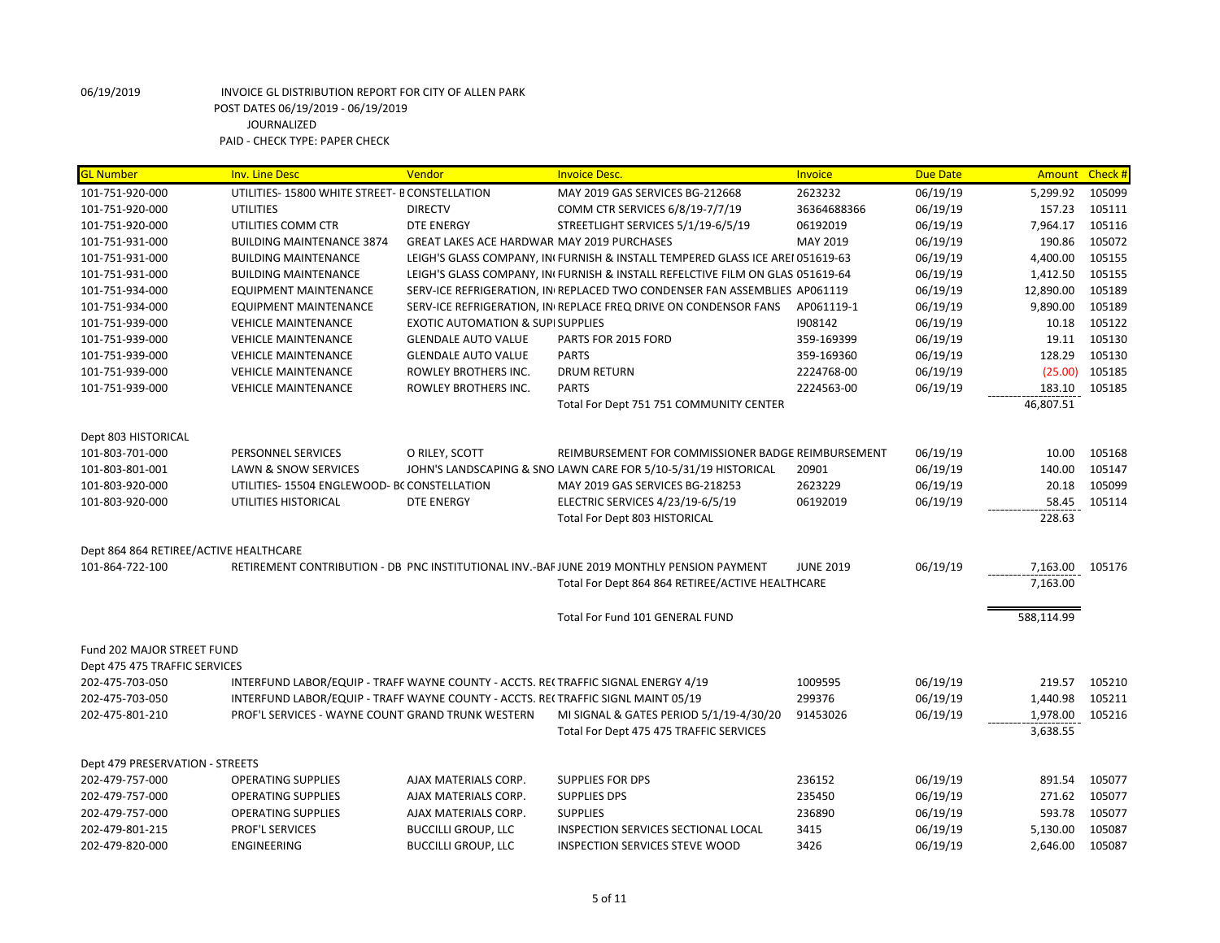06/19/2019 INVOICE GL DISTRIBUTION REPORT FOR CITY OF ALLEN PARK
POST DATES 06/19/2019 - 06/19/2019
JOURNALIZED
PAID - CHECK TYPE: PAPER CHECK

| GL Number | Inv. Line Desc | Vendor | Invoice Desc. | Invoice | Due Date | Amount | Check # |
|---|---|---|---|---|---|---|---|
| 101-751-920-000 | UTILITIES- 15800 WHITE STREET- B | CONSTELLATION | MAY 2019 GAS SERVICES BG-212668 | 2623232 | 06/19/19 | 5,299.92 | 105099 |
| 101-751-920-000 | UTILITIES | DIRECTV | COMM CTR SERVICES 6/8/19-7/7/19 | 36364688366 | 06/19/19 | 157.23 | 105111 |
| 101-751-920-000 | UTILITIES COMM CTR | DTE ENERGY | STREETLIGHT SERVICES 5/1/19-6/5/19 | 06192019 | 06/19/19 | 7,964.17 | 105116 |
| 101-751-931-000 | BUILDING MAINTENANCE 3874 | GREAT LAKES ACE HARDWAR | MAY 2019 PURCHASES | MAY 2019 | 06/19/19 | 190.86 | 105072 |
| 101-751-931-000 | BUILDING MAINTENANCE | LEIGH'S GLASS COMPANY, IN | FURNISH & INSTALL TEMPERED GLASS ICE AREI | 051619-63 | 06/19/19 | 4,400.00 | 105155 |
| 101-751-931-000 | BUILDING MAINTENANCE | LEIGH'S GLASS COMPANY, IN | FURNISH & INSTALL REFELCTIVE FILM ON GLAS | 051619-64 | 06/19/19 | 1,412.50 | 105155 |
| 101-751-934-000 | EQUIPMENT MAINTENANCE | SERV-ICE REFRIGERATION, IN | REPLACED TWO CONDENSER FAN ASSEMBLIES | AP061119 | 06/19/19 | 12,890.00 | 105189 |
| 101-751-934-000 | EQUIPMENT MAINTENANCE | SERV-ICE REFRIGERATION, IN | REPLACE FREQ DRIVE ON CONDENSOR FANS | AP061119-1 | 06/19/19 | 9,890.00 | 105189 |
| 101-751-939-000 | VEHICLE MAINTENANCE | EXOTIC AUTOMATION & SUPI | SUPPLIES | I908142 | 06/19/19 | 10.18 | 105122 |
| 101-751-939-000 | VEHICLE MAINTENANCE | GLENDALE AUTO VALUE | PARTS FOR 2015 FORD | 359-169399 | 06/19/19 | 19.11 | 105130 |
| 101-751-939-000 | VEHICLE MAINTENANCE | GLENDALE AUTO VALUE | PARTS | 359-169360 | 06/19/19 | 128.29 | 105130 |
| 101-751-939-000 | VEHICLE MAINTENANCE | ROWLEY BROTHERS INC. | DRUM RETURN | 2224768-00 | 06/19/19 | (25.00) | 105185 |
| 101-751-939-000 | VEHICLE MAINTENANCE | ROWLEY BROTHERS INC. | PARTS | 2224563-00 | 06/19/19 | 183.10 | 105185 |
| | | | Total For Dept 751 751 COMMUNITY CENTER | | | 46,807.51 | |
| Dept 803 HISTORICAL | | | | | | | |
| 101-803-701-000 | PERSONNEL SERVICES | O RILEY, SCOTT | REIMBURSEMENT FOR COMMISSIONER BADGE | REIMBURSEMENT | 06/19/19 | 10.00 | 105168 |
| 101-803-801-001 | LAWN & SNOW SERVICES | JOHN'S LANDSCAPING & SNO | LAWN CARE FOR 5/10-5/31/19 HISTORICAL | 20901 | 06/19/19 | 140.00 | 105147 |
| 101-803-920-000 | UTILITIES- 15504 ENGLEWOOD- BC | CONSTELLATION | MAY 2019 GAS SERVICES BG-218253 | 2623229 | 06/19/19 | 20.18 | 105099 |
| 101-803-920-000 | UTILITIES HISTORICAL | DTE ENERGY | ELECTRIC SERVICES 4/23/19-6/5/19 | 06192019 | 06/19/19 | 58.45 | 105114 |
| | | | Total For Dept 803 HISTORICAL | | | 228.63 | |
| Dept 864 864 RETIREE/ACTIVE HEALTHCARE | | | | | | | |
| 101-864-722-100 | RETIREMENT CONTRIBUTION - DB | PNC INSTITUTIONAL INV.-BAF | JUNE 2019 MONTHLY PENSION PAYMENT | JUNE 2019 | 06/19/19 | 7,163.00 | 105176 |
| | | | Total For Dept 864 864 RETIREE/ACTIVE HEALTHCARE | | | 7,163.00 | |
| | | | Total For Fund 101 GENERAL FUND | | | 588,114.99 | |
| Fund 202 MAJOR STREET FUND | | | | | | | |
| Dept 475 475 TRAFFIC SERVICES | | | | | | | |
| 202-475-703-050 | INTERFUND LABOR/EQUIP - TRAFF | WAYNE COUNTY - ACCTS. RE( | TRAFFIC SIGNAL ENERGY 4/19 | 1009595 | 06/19/19 | 219.57 | 105210 |
| 202-475-703-050 | INTERFUND LABOR/EQUIP - TRAFF | WAYNE COUNTY - ACCTS. RE( | TRAFFIC SIGNL MAINT 05/19 | 299376 | 06/19/19 | 1,440.98 | 105211 |
| 202-475-801-210 | PROF'L SERVICES - WAYNE COUNT | GRAND TRUNK WESTERN | MI SIGNAL & GATES PERIOD 5/1/19-4/30/20 | 91453026 | 06/19/19 | 1,978.00 | 105216 |
| | | | Total For Dept 475 475 TRAFFIC SERVICES | | | 3,638.55 | |
| Dept 479 PRESERVATION - STREETS | | | | | | | |
| 202-479-757-000 | OPERATING SUPPLIES | AJAX MATERIALS CORP. | SUPPLIES FOR DPS | 236152 | 06/19/19 | 891.54 | 105077 |
| 202-479-757-000 | OPERATING SUPPLIES | AJAX MATERIALS CORP. | SUPPLIES DPS | 235450 | 06/19/19 | 271.62 | 105077 |
| 202-479-757-000 | OPERATING SUPPLIES | AJAX MATERIALS CORP. | SUPPLIES | 236890 | 06/19/19 | 593.78 | 105077 |
| 202-479-801-215 | PROF'L SERVICES | BUCCILLI GROUP, LLC | INSPECTION SERVICES SECTIONAL LOCAL | 3415 | 06/19/19 | 5,130.00 | 105087 |
| 202-479-820-000 | ENGINEERING | BUCCILLI GROUP, LLC | INSPECTION SERVICES STEVE WOOD | 3426 | 06/19/19 | 2,646.00 | 105087 |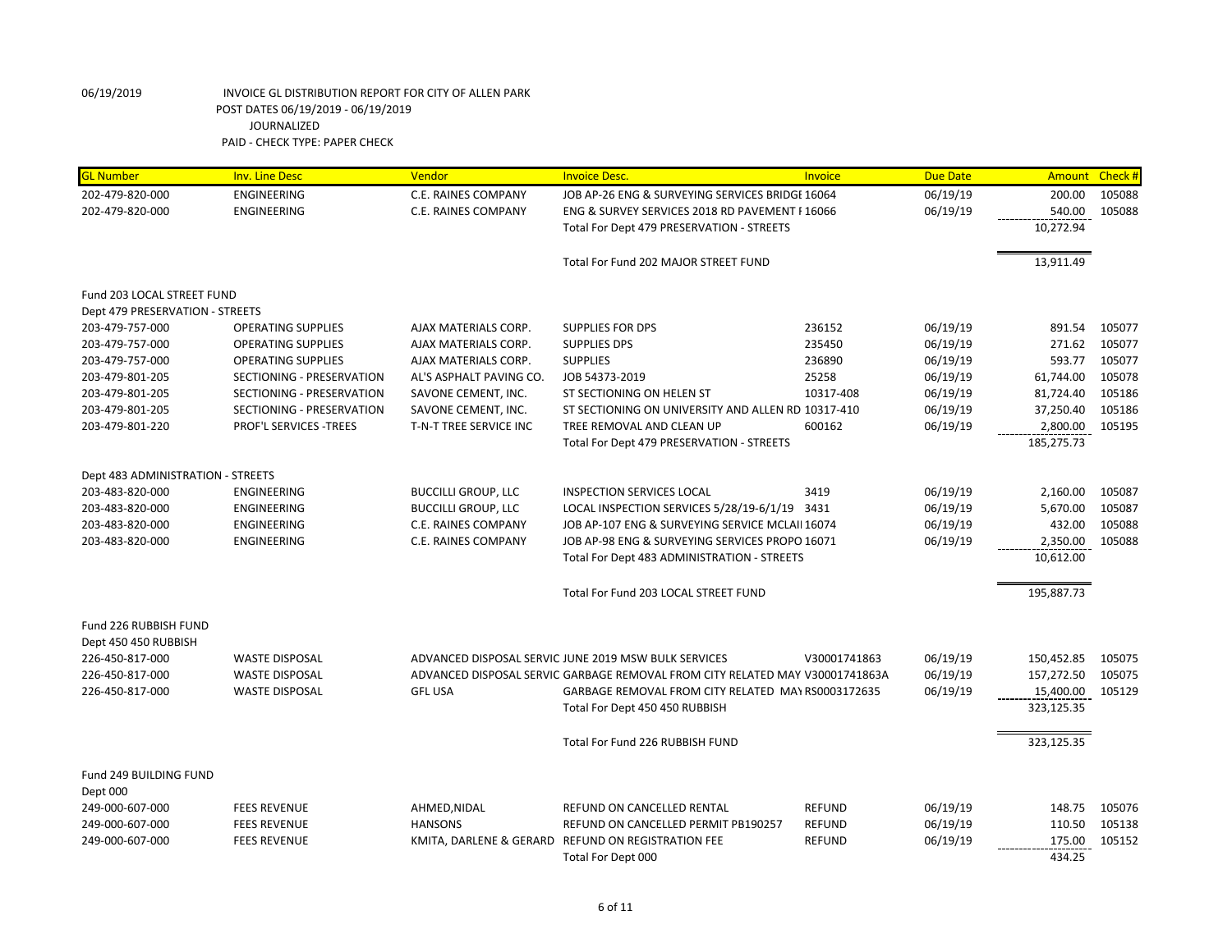06/19/2019 INVOICE GL DISTRIBUTION REPORT FOR CITY OF ALLEN PARK
POST DATES 06/19/2019 - 06/19/2019
JOURNALIZED
PAID - CHECK TYPE: PAPER CHECK

| GL Number | Inv. Line Desc | Vendor | Invoice Desc. | Invoice | Due Date | Amount | Check # |
|---|---|---|---|---|---|---|---|
| 202-479-820-000 | ENGINEERING | C.E. RAINES COMPANY | JOB AP-26 ENG & SURVEYING SERVICES BRIDGE | 16064 | 06/19/19 | 200.00 | 105088 |
| 202-479-820-000 | ENGINEERING | C.E. RAINES COMPANY | ENG & SURVEY SERVICES 2018 RD PAVEMENT I | 16066 | 06/19/19 | 540.00 | 105088 |
| | | | Total For Dept 479 PRESERVATION - STREETS | | | 10,272.94 | |
| | | | Total For Fund 202 MAJOR STREET FUND | | | 13,911.49 | |
| Fund 203 LOCAL STREET FUND | | | | | | | |
| Dept 479 PRESERVATION - STREETS | | | | | | | |
| 203-479-757-000 | OPERATING SUPPLIES | AJAX MATERIALS CORP. | SUPPLIES FOR DPS | 236152 | 06/19/19 | 891.54 | 105077 |
| 203-479-757-000 | OPERATING SUPPLIES | AJAX MATERIALS CORP. | SUPPLIES DPS | 235450 | 06/19/19 | 271.62 | 105077 |
| 203-479-757-000 | OPERATING SUPPLIES | AJAX MATERIALS CORP. | SUPPLIES | 236890 | 06/19/19 | 593.77 | 105077 |
| 203-479-801-205 | SECTIONING - PRESERVATION | AL'S ASPHALT PAVING CO. | JOB 54373-2019 | 25258 | 06/19/19 | 61,744.00 | 105078 |
| 203-479-801-205 | SECTIONING - PRESERVATION | SAVONE CEMENT, INC. | ST SECTIONING ON HELEN ST | 10317-408 | 06/19/19 | 81,724.40 | 105186 |
| 203-479-801-205 | SECTIONING - PRESERVATION | SAVONE CEMENT, INC. | ST SECTIONING ON UNIVERSITY AND ALLEN RD | 10317-410 | 06/19/19 | 37,250.40 | 105186 |
| 203-479-801-220 | PROF'L SERVICES -TREES | T-N-T TREE SERVICE INC | TREE REMOVAL AND CLEAN UP | 600162 | 06/19/19 | 2,800.00 | 105195 |
| | | | Total For Dept 479 PRESERVATION - STREETS | | | 185,275.73 | |
| Dept 483 ADMINISTRATION - STREETS | | | | | | | |
| 203-483-820-000 | ENGINEERING | BUCCILLI GROUP, LLC | INSPECTION SERVICES LOCAL | 3419 | 06/19/19 | 2,160.00 | 105087 |
| 203-483-820-000 | ENGINEERING | BUCCILLI GROUP, LLC | LOCAL INSPECTION SERVICES 5/28/19-6/1/19 | 3431 | 06/19/19 | 5,670.00 | 105087 |
| 203-483-820-000 | ENGINEERING | C.E. RAINES COMPANY | JOB AP-107 ENG & SURVEYING SERVICE MCLAII | 16074 | 06/19/19 | 432.00 | 105088 |
| 203-483-820-000 | ENGINEERING | C.E. RAINES COMPANY | JOB AP-98 ENG & SURVEYING SERVICES PROPO | 16071 | 06/19/19 | 2,350.00 | 105088 |
| | | | Total For Dept 483 ADMINISTRATION - STREETS | | | 10,612.00 | |
| | | | Total For Fund 203 LOCAL STREET FUND | | | 195,887.73 | |
| Fund 226 RUBBISH FUND | | | | | | | |
| Dept 450 450 RUBBISH | | | | | | | |
| 226-450-817-000 | WASTE DISPOSAL | ADVANCED DISPOSAL SERVIC | JUNE 2019 MSW BULK SERVICES | V30001741863 | 06/19/19 | 150,452.85 | 105075 |
| 226-450-817-000 | WASTE DISPOSAL | ADVANCED DISPOSAL SERVIC | GARBAGE REMOVAL FROM CITY RELATED MAY | V30001741863A | 06/19/19 | 157,272.50 | 105075 |
| 226-450-817-000 | WASTE DISPOSAL | GFL USA | GARBAGE REMOVAL FROM CITY RELATED MAY | RS0003172635 | 06/19/19 | 15,400.00 | 105129 |
| | | | Total For Dept 450 450 RUBBISH | | | 323,125.35 | |
| | | | Total For Fund 226 RUBBISH FUND | | | 323,125.35 | |
| Fund 249 BUILDING FUND | | | | | | | |
| Dept 000 | | | | | | | |
| 249-000-607-000 | FEES REVENUE | AHMED,NIDAL | REFUND ON CANCELLED RENTAL | REFUND | 06/19/19 | 148.75 | 105076 |
| 249-000-607-000 | FEES REVENUE | HANSONS | REFUND ON CANCELLED PERMIT PB190257 | REFUND | 06/19/19 | 110.50 | 105138 |
| 249-000-607-000 | FEES REVENUE | KMITA, DARLENE & GERARD | REFUND ON REGISTRATION FEE | REFUND | 06/19/19 | 175.00 | 105152 |
| | | | Total For Dept 000 | | | 434.25 | |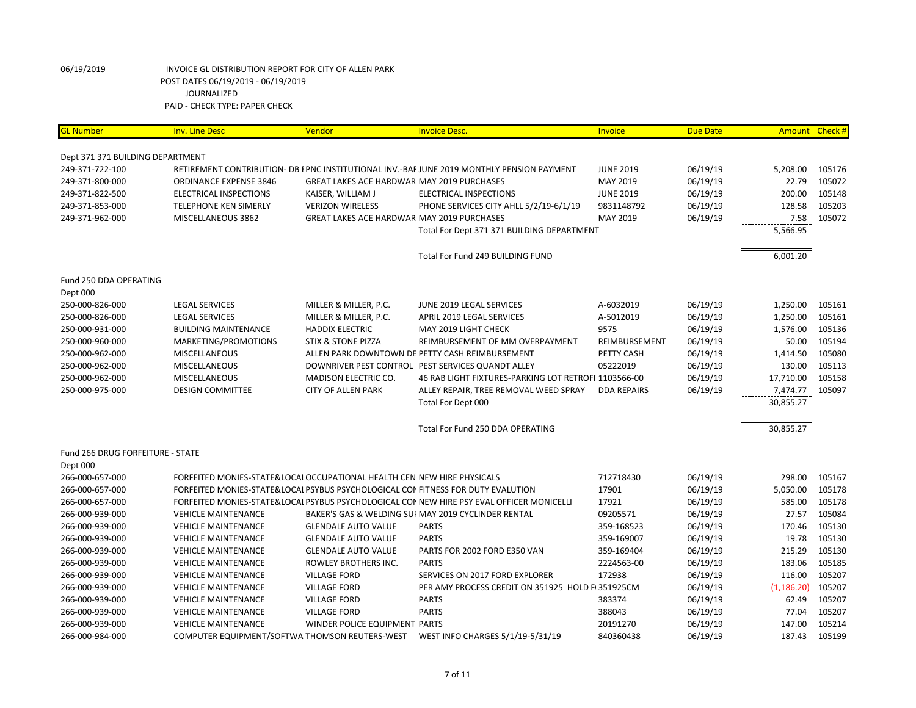06/19/2019 INVOICE GL DISTRIBUTION REPORT FOR CITY OF ALLEN PARK
POST DATES 06/19/2019 - 06/19/2019
JOURNALIZED
PAID - CHECK TYPE: PAPER CHECK

| GL Number | Inv. Line Desc | Vendor | Invoice Desc. | Invoice | Due Date | Amount | Check # |
|---|---|---|---|---|---|---|---|
| Dept 371 371 BUILDING DEPARTMENT | | | | | | | |
| 249-371-722-100 | RETIREMENT CONTRIBUTION- DB I | PNC INSTITUTIONAL INV.-BAF | JUNE 2019 MONTHLY PENSION PAYMENT | JUNE 2019 | 06/19/19 | 5,208.00 | 105176 |
| 249-371-800-000 | ORDINANCE EXPENSE 3846 | GREAT LAKES ACE HARDWAR | MAY 2019 PURCHASES | MAY 2019 | 06/19/19 | 22.79 | 105072 |
| 249-371-822-500 | ELECTRICAL INSPECTIONS | KAISER, WILLIAM J | ELECTRICAL INSPECTIONS | JUNE 2019 | 06/19/19 | 200.00 | 105148 |
| 249-371-853-000 | TELEPHONE KEN SIMERLY | VERIZON WIRELESS | PHONE SERVICES CITY AHLL 5/2/19-6/1/19 | 9831148792 | 06/19/19 | 128.58 | 105203 |
| 249-371-962-000 | MISCELLANEOUS 3862 | GREAT LAKES ACE HARDWAR | MAY 2019 PURCHASES | MAY 2019 | 06/19/19 | 7.58 | 105072 |
| | | | Total For Dept 371 371 BUILDING DEPARTMENT | | | 5,566.95 | |
| | | | Total For Fund 249 BUILDING FUND | | | 6,001.20 | |
| Fund 250 DDA OPERATING | | | | | | | |
| Dept 000 | | | | | | | |
| 250-000-826-000 | LEGAL SERVICES | MILLER & MILLER, P.C. | JUNE 2019 LEGAL SERVICES | A-6032019 | 06/19/19 | 1,250.00 | 105161 |
| 250-000-826-000 | LEGAL SERVICES | MILLER & MILLER, P.C. | APRIL 2019 LEGAL SERVICES | A-5012019 | 06/19/19 | 1,250.00 | 105161 |
| 250-000-931-000 | BUILDING MAINTENANCE | HADDIX ELECTRIC | MAY 2019 LIGHT CHECK | 9575 | 06/19/19 | 1,576.00 | 105136 |
| 250-000-960-000 | MARKETING/PROMOTIONS | STIX & STONE PIZZA | REIMBURSEMENT OF MM OVERPAYMENT | REIMBURSEMENT | 06/19/19 | 50.00 | 105194 |
| 250-000-962-000 | MISCELLANEOUS | ALLEN PARK DOWNTOWN DE | PETTY CASH REIMBURSEMENT | PETTY CASH | 06/19/19 | 1,414.50 | 105080 |
| 250-000-962-000 | MISCELLANEOUS | DOWNRIVER PEST CONTROL | PEST SERVICES QUANDT ALLEY | 05222019 | 06/19/19 | 130.00 | 105113 |
| 250-000-962-000 | MISCELLANEOUS | MADISON ELECTRIC CO. | 46 RAB LIGHT FIXTURES-PARKING LOT RETROFI | 1103566-00 | 06/19/19 | 17,710.00 | 105158 |
| 250-000-975-000 | DESIGN COMMITTEE | CITY OF ALLEN PARK | ALLEY REPAIR, TREE REMOVAL WEED SPRAY | DDA REPAIRS | 06/19/19 | 7,474.77 | 105097 |
| | | | Total For Dept 000 | | | 30,855.27 | |
| | | | Total For Fund 250 DDA OPERATING | | | 30,855.27 | |
| Fund 266 DRUG FORFEITURE - STATE | | | | | | | |
| Dept 000 | | | | | | | |
| 266-000-657-000 | FORFEITED MONIES-STATE&LOCAL | OCCUPATIONAL HEALTH CEN | NEW HIRE PHYSICALS | 712718430 | 06/19/19 | 298.00 | 105167 |
| 266-000-657-000 | FORFEITED MONIES-STATE&LOCAL | PSYBUS PSYCHOLOGICAL CON | FITNESS FOR DUTY EVALUTION | 17901 | 06/19/19 | 5,050.00 | 105178 |
| 266-000-657-000 | FORFEITED MONIES-STATE&LOCAL | PSYBUS PSYCHOLOGICAL CON | NEW HIRE PSY EVAL OFFICER MONICELLI | 17921 | 06/19/19 | 585.00 | 105178 |
| 266-000-939-000 | VEHICLE MAINTENANCE | BAKER'S GAS & WELDING SUI | MAY 2019 CYCLINDER RENTAL | 09205571 | 06/19/19 | 27.57 | 105084 |
| 266-000-939-000 | VEHICLE MAINTENANCE | GLENDALE AUTO VALUE | PARTS | 359-168523 | 06/19/19 | 170.46 | 105130 |
| 266-000-939-000 | VEHICLE MAINTENANCE | GLENDALE AUTO VALUE | PARTS | 359-169007 | 06/19/19 | 19.78 | 105130 |
| 266-000-939-000 | VEHICLE MAINTENANCE | GLENDALE AUTO VALUE | PARTS FOR 2002 FORD E350 VAN | 359-169404 | 06/19/19 | 215.29 | 105130 |
| 266-000-939-000 | VEHICLE MAINTENANCE | ROWLEY BROTHERS INC. | PARTS | 2224563-00 | 06/19/19 | 183.06 | 105185 |
| 266-000-939-000 | VEHICLE MAINTENANCE | VILLAGE FORD | SERVICES ON 2017 FORD EXPLORER | 172938 | 06/19/19 | 116.00 | 105207 |
| 266-000-939-000 | VEHICLE MAINTENANCE | VILLAGE FORD | PER AMY PROCESS CREDIT ON 351925 HOLD F | 351925CM | 06/19/19 | (1,186.20) | 105207 |
| 266-000-939-000 | VEHICLE MAINTENANCE | VILLAGE FORD | PARTS | 383374 | 06/19/19 | 62.49 | 105207 |
| 266-000-939-000 | VEHICLE MAINTENANCE | VILLAGE FORD | PARTS | 388043 | 06/19/19 | 77.04 | 105207 |
| 266-000-939-000 | VEHICLE MAINTENANCE | WINDER POLICE EQUIPMENT | PARTS | 20191270 | 06/19/19 | 147.00 | 105214 |
| 266-000-984-000 | COMPUTER EQUIPMENT/SOFTWA | THOMSON REUTERS-WEST | WEST INFO CHARGES 5/1/19-5/31/19 | 840360438 | 06/19/19 | 187.43 | 105199 |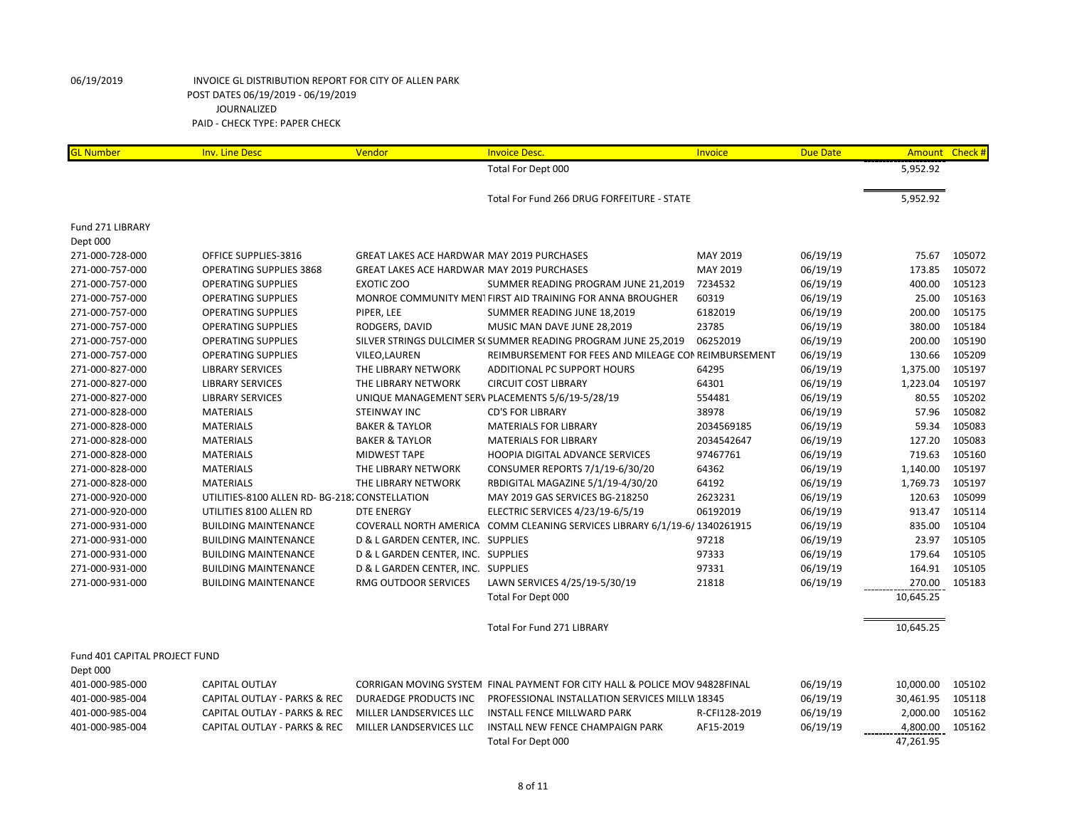06/19/2019 INVOICE GL DISTRIBUTION REPORT FOR CITY OF ALLEN PARK
POST DATES 06/19/2019 - 06/19/2019
JOURNALIZED
PAID - CHECK TYPE: PAPER CHECK

| GL Number | Inv. Line Desc | Vendor | Invoice Desc. | Invoice | Due Date | Amount | Check # |
|---|---|---|---|---|---|---|---|
| | | | Total For Dept 000 | | | 5,952.92 | |
| | | | Total For Fund 266 DRUG FORFEITURE - STATE | | | 5,952.92 | |
| Fund 271 LIBRARY | | | | | | | |
| Dept 000 | | | | | | | |
| 271-000-728-000 | OFFICE SUPPLIES-3816 | GREAT LAKES ACE HARDWAR | MAY 2019 PURCHASES | MAY 2019 | 06/19/19 | 75.67 | 105072 |
| 271-000-757-000 | OPERATING SUPPLIES 3868 | GREAT LAKES ACE HARDWAR | MAY 2019 PURCHASES | MAY 2019 | 06/19/19 | 173.85 | 105072 |
| 271-000-757-000 | OPERATING SUPPLIES | EXOTIC ZOO | SUMMER READING PROGRAM JUNE 21,2019 | 7234532 | 06/19/19 | 400.00 | 105123 |
| 271-000-757-000 | OPERATING SUPPLIES | MONROE COMMUNITY MENT | FIRST AID TRAINING FOR ANNA BROUGHER | 60319 | 06/19/19 | 25.00 | 105163 |
| 271-000-757-000 | OPERATING SUPPLIES | PIPER, LEE | SUMMER READING JUNE 18,2019 | 6182019 | 06/19/19 | 200.00 | 105175 |
| 271-000-757-000 | OPERATING SUPPLIES | RODGERS, DAVID | MUSIC MAN DAVE JUNE 28,2019 | 23785 | 06/19/19 | 380.00 | 105184 |
| 271-000-757-000 | OPERATING SUPPLIES | SILVER STRINGS DULCIMER S( | SUMMER READING PROGRAM JUNE 25,2019 | 06252019 | 06/19/19 | 200.00 | 105190 |
| 271-000-757-000 | OPERATING SUPPLIES | VILEO,LAUREN | REIMBURSEMENT FOR FEES AND MILEAGE CON | REIMBURSEMENT | 06/19/19 | 130.66 | 105209 |
| 271-000-827-000 | LIBRARY SERVICES | THE LIBRARY NETWORK | ADDITIONAL PC SUPPORT HOURS | 64295 | 06/19/19 | 1,375.00 | 105197 |
| 271-000-827-000 | LIBRARY SERVICES | THE LIBRARY NETWORK | CIRCUIT COST LIBRARY | 64301 | 06/19/19 | 1,223.04 | 105197 |
| 271-000-827-000 | LIBRARY SERVICES | UNIQUE MANAGEMENT SERV | PLACEMENTS 5/6/19-5/28/19 | 554481 | 06/19/19 | 80.55 | 105202 |
| 271-000-828-000 | MATERIALS | STEINWAY INC | CD'S FOR LIBRARY | 38978 | 06/19/19 | 57.96 | 105082 |
| 271-000-828-000 | MATERIALS | BAKER & TAYLOR | MATERIALS FOR LIBRARY | 2034569185 | 06/19/19 | 59.34 | 105083 |
| 271-000-828-000 | MATERIALS | BAKER & TAYLOR | MATERIALS FOR LIBRARY | 2034542647 | 06/19/19 | 127.20 | 105083 |
| 271-000-828-000 | MATERIALS | MIDWEST TAPE | HOOPIA DIGITAL ADVANCE SERVICES | 97467761 | 06/19/19 | 719.63 | 105160 |
| 271-000-828-000 | MATERIALS | THE LIBRARY NETWORK | CONSUMER REPORTS 7/1/19-6/30/20 | 64362 | 06/19/19 | 1,140.00 | 105197 |
| 271-000-828-000 | MATERIALS | THE LIBRARY NETWORK | RBDIGITAL MAGAZINE 5/1/19-4/30/20 | 64192 | 06/19/19 | 1,769.73 | 105197 |
| 271-000-920-000 | UTILITIES-8100 ALLEN RD- BG-218; | CONSTELLATION | MAY 2019 GAS SERVICES BG-218250 | 2623231 | 06/19/19 | 120.63 | 105099 |
| 271-000-920-000 | UTILITIES 8100 ALLEN RD | DTE ENERGY | ELECTRIC SERVICES 4/23/19-6/5/19 | 06192019 | 06/19/19 | 913.47 | 105114 |
| 271-000-931-000 | BUILDING MAINTENANCE | COVERALL NORTH AMERICA | COMM CLEANING SERVICES LIBRARY 6/1/19-6/ | 1340261915 | 06/19/19 | 835.00 | 105104 |
| 271-000-931-000 | BUILDING MAINTENANCE | D & L GARDEN CENTER, INC. | SUPPLIES | 97218 | 06/19/19 | 23.97 | 105105 |
| 271-000-931-000 | BUILDING MAINTENANCE | D & L GARDEN CENTER, INC. | SUPPLIES | 97333 | 06/19/19 | 179.64 | 105105 |
| 271-000-931-000 | BUILDING MAINTENANCE | D & L GARDEN CENTER, INC. | SUPPLIES | 97331 | 06/19/19 | 164.91 | 105105 |
| 271-000-931-000 | BUILDING MAINTENANCE | RMG OUTDOOR SERVICES | LAWN SERVICES 4/25/19-5/30/19 | 21818 | 06/19/19 | 270.00 | 105183 |
| | | | Total For Dept 000 | | | 10,645.25 | |
| | | | Total For Fund 271 LIBRARY | | | 10,645.25 | |
| Fund 401 CAPITAL PROJECT FUND | | | | | | | |
| Dept 000 | | | | | | | |
| 401-000-985-000 | CAPITAL OUTLAY | CORRIGAN MOVING SYSTEM | FINAL PAYMENT FOR CITY HALL & POLICE MOV | 94828FINAL | 06/19/19 | 10,000.00 | 105102 |
| 401-000-985-004 | CAPITAL OUTLAY - PARKS & REC | DURAEDGE PRODUCTS INC | PROFESSIONAL INSTALLATION SERVICES MILLW | 18345 | 06/19/19 | 30,461.95 | 105118 |
| 401-000-985-004 | CAPITAL OUTLAY - PARKS & REC | MILLER LANDSERVICES LLC | INSTALL FENCE MILLWARD PARK | R-CFI128-2019 | 06/19/19 | 2,000.00 | 105162 |
| 401-000-985-004 | CAPITAL OUTLAY - PARKS & REC | MILLER LANDSERVICES LLC | INSTALL NEW FENCE CHAMPAIGN PARK | AF15-2019 | 06/19/19 | 4,800.00 | 105162 |
| | | | Total For Dept 000 | | | 47,261.95 | |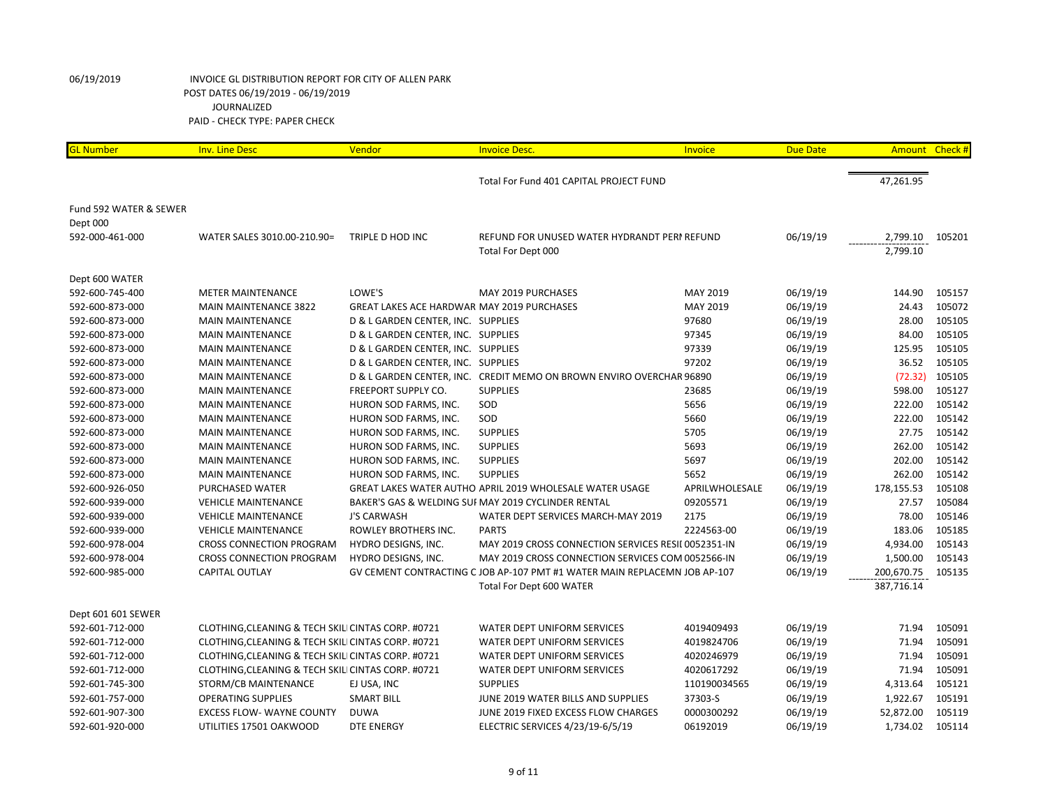06/19/2019 INVOICE GL DISTRIBUTION REPORT FOR CITY OF ALLEN PARK
POST DATES 06/19/2019 - 06/19/2019
JOURNALIZED
PAID - CHECK TYPE: PAPER CHECK

| GL Number | Inv. Line Desc | Vendor | Invoice Desc. | Invoice | Due Date | Amount | Check # |
|---|---|---|---|---|---|---|---|
| | | | Total For Fund 401 CAPITAL PROJECT FUND | | | 47,261.95 | |
| Fund 592 WATER & SEWER | | | | | | | |
| Dept 000 | | | | | | | |
| 592-000-461-000 | WATER SALES 3010.00-210.90= | TRIPLE D HOD INC | REFUND FOR UNUSED WATER HYDRANDT PERI REFUND | | 06/19/19 | 2,799.10 | 105201 |
| | | | Total For Dept 000 | | | 2,799.10 | |
| Dept 600 WATER | | | | | | | |
| 592-600-745-400 | METER MAINTENANCE | LOWE'S | MAY 2019 PURCHASES | MAY 2019 | 06/19/19 | 144.90 | 105157 |
| 592-600-873-000 | MAIN MAINTENANCE 3822 | GREAT LAKES ACE HARDWAR | MAY 2019 PURCHASES | MAY 2019 | 06/19/19 | 24.43 | 105072 |
| 592-600-873-000 | MAIN MAINTENANCE | D & L GARDEN CENTER, INC. | SUPPLIES | 97680 | 06/19/19 | 28.00 | 105105 |
| 592-600-873-000 | MAIN MAINTENANCE | D & L GARDEN CENTER, INC. | SUPPLIES | 97345 | 06/19/19 | 84.00 | 105105 |
| 592-600-873-000 | MAIN MAINTENANCE | D & L GARDEN CENTER, INC. | SUPPLIES | 97339 | 06/19/19 | 125.95 | 105105 |
| 592-600-873-000 | MAIN MAINTENANCE | D & L GARDEN CENTER, INC. | SUPPLIES | 97202 | 06/19/19 | 36.52 | 105105 |
| 592-600-873-000 | MAIN MAINTENANCE | D & L GARDEN CENTER, INC. | CREDIT MEMO ON BROWN ENVIRO OVERCHAR | 96890 | 06/19/19 | (72.32) | 105105 |
| 592-600-873-000 | MAIN MAINTENANCE | FREEPORT SUPPLY CO. | SUPPLIES | 23685 | 06/19/19 | 598.00 | 105127 |
| 592-600-873-000 | MAIN MAINTENANCE | HURON SOD FARMS, INC. | SOD | 5656 | 06/19/19 | 222.00 | 105142 |
| 592-600-873-000 | MAIN MAINTENANCE | HURON SOD FARMS, INC. | SOD | 5660 | 06/19/19 | 222.00 | 105142 |
| 592-600-873-000 | MAIN MAINTENANCE | HURON SOD FARMS, INC. | SUPPLIES | 5705 | 06/19/19 | 27.75 | 105142 |
| 592-600-873-000 | MAIN MAINTENANCE | HURON SOD FARMS, INC. | SUPPLIES | 5693 | 06/19/19 | 262.00 | 105142 |
| 592-600-873-000 | MAIN MAINTENANCE | HURON SOD FARMS, INC. | SUPPLIES | 5697 | 06/19/19 | 202.00 | 105142 |
| 592-600-873-000 | MAIN MAINTENANCE | HURON SOD FARMS, INC. | SUPPLIES | 5652 | 06/19/19 | 262.00 | 105142 |
| 592-600-926-050 | PURCHASED WATER | GREAT LAKES WATER AUTHO | APRIL 2019 WHOLESALE WATER USAGE | APRILWHOLESALE | 06/19/19 | 178,155.53 | 105108 |
| 592-600-939-000 | VEHICLE MAINTENANCE | BAKER'S GAS & WELDING SUI | MAY 2019 CYCLINDER RENTAL | 09205571 | 06/19/19 | 27.57 | 105084 |
| 592-600-939-000 | VEHICLE MAINTENANCE | J'S CARWASH | WATER DEPT SERVICES MARCH-MAY 2019 | 2175 | 06/19/19 | 78.00 | 105146 |
| 592-600-939-000 | VEHICLE MAINTENANCE | ROWLEY BROTHERS INC. | PARTS | 2224563-00 | 06/19/19 | 183.06 | 105185 |
| 592-600-978-004 | CROSS CONNECTION PROGRAM | HYDRO DESIGNS, INC. | MAY 2019 CROSS CONNECTION SERVICES RESI | 0052351-IN | 06/19/19 | 4,934.00 | 105143 |
| 592-600-978-004 | CROSS CONNECTION PROGRAM | HYDRO DESIGNS, INC. | MAY 2019 CROSS CONNECTION SERVICES COM | 0052566-IN | 06/19/19 | 1,500.00 | 105143 |
| 592-600-985-000 | CAPITAL OUTLAY | GV CEMENT CONTRACTING C | JOB AP-107 PMT #1 WATER MAIN REPLACEMN | JOB AP-107 | 06/19/19 | 200,670.75 | 105135 |
| | | | Total For Dept 600 WATER | | | 387,716.14 | |
| Dept 601 601 SEWER | | | | | | | |
| 592-601-712-000 | CLOTHING,CLEANING & TECH SKILI | CINTAS CORP. #0721 | WATER DEPT UNIFORM SERVICES | 4019409493 | 06/19/19 | 71.94 | 105091 |
| 592-601-712-000 | CLOTHING,CLEANING & TECH SKILI | CINTAS CORP. #0721 | WATER DEPT UNIFORM SERVICES | 4019824706 | 06/19/19 | 71.94 | 105091 |
| 592-601-712-000 | CLOTHING,CLEANING & TECH SKILI | CINTAS CORP. #0721 | WATER DEPT UNIFORM SERVICES | 4020246979 | 06/19/19 | 71.94 | 105091 |
| 592-601-712-000 | CLOTHING,CLEANING & TECH SKILI | CINTAS CORP. #0721 | WATER DEPT UNIFORM SERVICES | 4020617292 | 06/19/19 | 71.94 | 105091 |
| 592-601-745-300 | STORM/CB MAINTENANCE | EJ USA, INC | SUPPLIES | 110190034565 | 06/19/19 | 4,313.64 | 105121 |
| 592-601-757-000 | OPERATING SUPPLIES | SMART BILL | JUNE 2019 WATER BILLS AND SUPPLIES | 37303-S | 06/19/19 | 1,922.67 | 105191 |
| 592-601-907-300 | EXCESS FLOW- WAYNE COUNTY | DUWA | JUNE 2019 FIXED EXCESS FLOW CHARGES | 0000300292 | 06/19/19 | 52,872.00 | 105119 |
| 592-601-920-000 | UTILITIES 17501 OAKWOOD | DTE ENERGY | ELECTRIC SERVICES 4/23/19-6/5/19 | 06192019 | 06/19/19 | 1,734.02 | 105114 |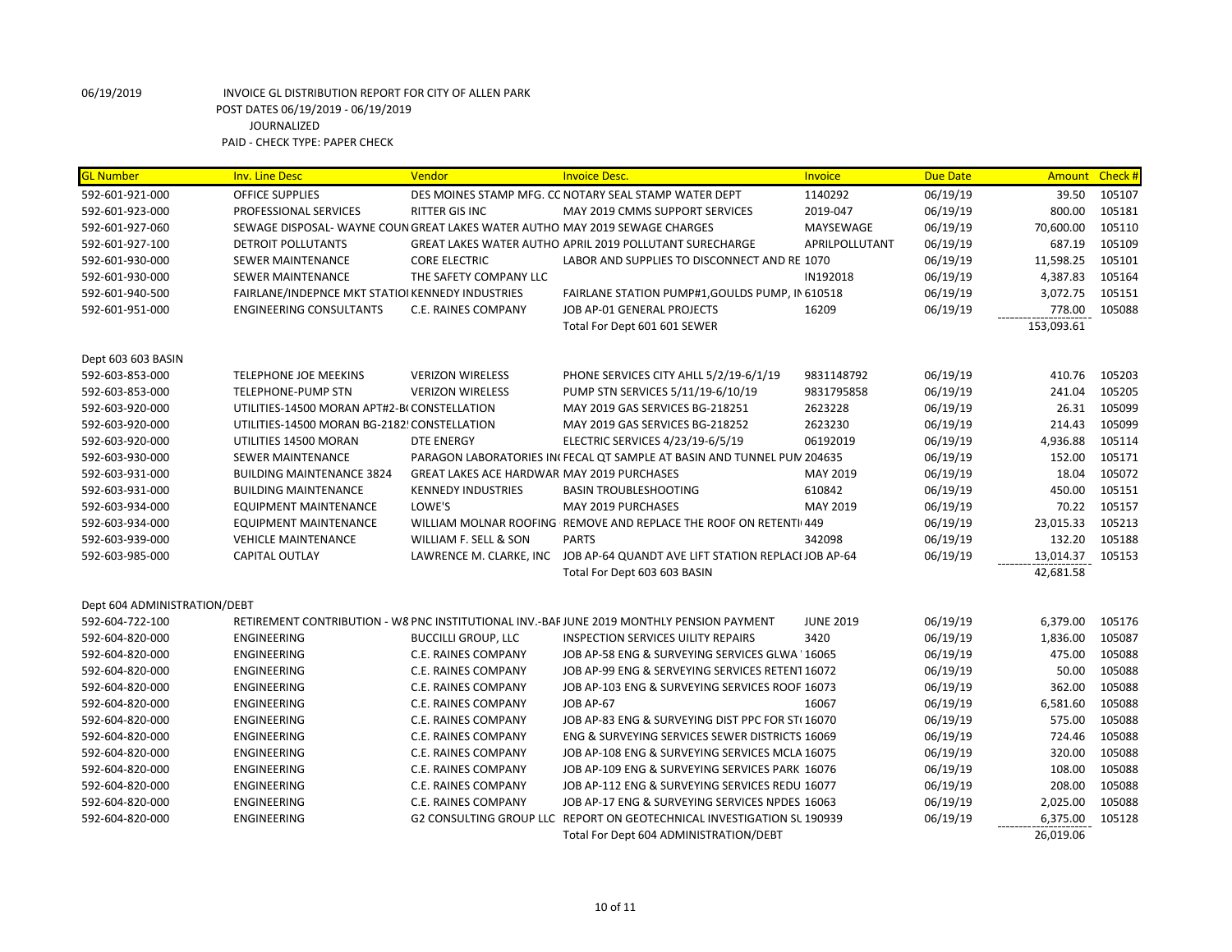06/19/2019 INVOICE GL DISTRIBUTION REPORT FOR CITY OF ALLEN PARK
POST DATES 06/19/2019 - 06/19/2019
JOURNALIZED
PAID - CHECK TYPE: PAPER CHECK

| GL Number | Inv. Line Desc | Vendor | Invoice Desc. | Invoice | Due Date | Amount | Check # |
|---|---|---|---|---|---|---|---|
| 592-601-921-000 | OFFICE SUPPLIES | DES MOINES STAMP MFG. CC | NOTARY SEAL STAMP WATER DEPT | 1140292 | 06/19/19 | 39.50 | 105107 |
| 592-601-923-000 | PROFESSIONAL SERVICES | RITTER GIS INC | MAY 2019 CMMS SUPPORT SERVICES | 2019-047 | 06/19/19 | 800.00 | 105181 |
| 592-601-927-060 | SEWAGE DISPOSAL- WAYNE COUN | GREAT LAKES WATER AUTHO | MAY 2019 SEWAGE CHARGES | MAYSEWAGE | 06/19/19 | 70,600.00 | 105110 |
| 592-601-927-100 | DETROIT POLLUTANTS | GREAT LAKES WATER AUTHO | APRIL 2019 POLLUTANT SURECHARGE | APRILPOLLUTANT | 06/19/19 | 687.19 | 105109 |
| 592-601-930-000 | SEWER MAINTENANCE | CORE ELECTRIC | LABOR AND SUPPLIES TO DISCONNECT AND RE | 1070 | 06/19/19 | 11,598.25 | 105101 |
| 592-601-930-000 | SEWER MAINTENANCE | THE SAFETY COMPANY LLC | | IN192018 | 06/19/19 | 4,387.83 | 105164 |
| 592-601-940-500 | FAIRLANE/INDEPNCE MKT STATIOI | KENNEDY INDUSTRIES | FAIRLANE STATION PUMP#1,GOULDS PUMP, IN | 610518 | 06/19/19 | 3,072.75 | 105151 |
| 592-601-951-000 | ENGINEERING CONSULTANTS | C.E. RAINES COMPANY | JOB AP-01 GENERAL PROJECTS | 16209 | 06/19/19 | 778.00 | 105088 |
| | | | Total For Dept 601 601 SEWER | | | 153,093.61 | |
| Dept 603 603 BASIN | | | | | | | |
| 592-603-853-000 | TELEPHONE JOE MEEKINS | VERIZON WIRELESS | PHONE SERVICES CITY AHLL 5/2/19-6/1/19 | 9831148792 | 06/19/19 | 410.76 | 105203 |
| 592-603-853-000 | TELEPHONE-PUMP STN | VERIZON WIRELESS | PUMP STN SERVICES 5/11/19-6/10/19 | 9831795858 | 06/19/19 | 241.04 | 105205 |
| 592-603-920-000 | UTILITIES-14500 MORAN APT#2-B( | CONSTELLATION | MAY 2019 GAS SERVICES BG-218251 | 2623228 | 06/19/19 | 26.31 | 105099 |
| 592-603-920-000 | UTILITIES-14500 MORAN BG-2182! | CONSTELLATION | MAY 2019 GAS SERVICES BG-218252 | 2623230 | 06/19/19 | 214.43 | 105099 |
| 592-603-920-000 | UTILITIES 14500 MORAN | DTE ENERGY | ELECTRIC SERVICES 4/23/19-6/5/19 | 06192019 | 06/19/19 | 4,936.88 | 105114 |
| 592-603-930-000 | SEWER MAINTENANCE | PARAGON LABORATORIES IN( | FECAL QT SAMPLE AT BASIN AND TUNNEL PUN | 204635 | 06/19/19 | 152.00 | 105171 |
| 592-603-931-000 | BUILDING MAINTENANCE 3824 | GREAT LAKES ACE HARDWAR | MAY 2019 PURCHASES | MAY 2019 | 06/19/19 | 18.04 | 105072 |
| 592-603-931-000 | BUILDING MAINTENANCE | KENNEDY INDUSTRIES | BASIN TROUBLESHOOTING | 610842 | 06/19/19 | 450.00 | 105151 |
| 592-603-934-000 | EQUIPMENT MAINTENANCE | LOWE'S | MAY 2019 PURCHASES | MAY 2019 | 06/19/19 | 70.22 | 105157 |
| 592-603-934-000 | EQUIPMENT MAINTENANCE | WILLIAM MOLNAR ROOFING | REMOVE AND REPLACE THE ROOF ON RETENTI | 449 | 06/19/19 | 23,015.33 | 105213 |
| 592-603-939-000 | VEHICLE MAINTENANCE | WILLIAM F. SELL & SON | PARTS | 342098 | 06/19/19 | 132.20 | 105188 |
| 592-603-985-000 | CAPITAL OUTLAY | LAWRENCE M. CLARKE, INC | JOB AP-64 QUANDT AVE LIFT STATION REPLACI | JOB AP-64 | 06/19/19 | 13,014.37 | 105153 |
| | | | Total For Dept 603 603 BASIN | | | 42,681.58 | |
| Dept 604 ADMINISTRATION/DEBT | | | | | | | |
| 592-604-722-100 | RETIREMENT CONTRIBUTION - W8 | PNC INSTITUTIONAL INV.-BAF | JUNE 2019 MONTHLY PENSION PAYMENT | JUNE 2019 | 06/19/19 | 6,379.00 | 105176 |
| 592-604-820-000 | ENGINEERING | BUCCILLI GROUP, LLC | INSPECTION SERVICES UILITY REPAIRS | 3420 | 06/19/19 | 1,836.00 | 105087 |
| 592-604-820-000 | ENGINEERING | C.E. RAINES COMPANY | JOB AP-58 ENG & SURVEYING SERVICES GLWA | 16065 | 06/19/19 | 475.00 | 105088 |
| 592-604-820-000 | ENGINEERING | C.E. RAINES COMPANY | JOB AP-99 ENG & SERVEYING SERVICES RETENT | 16072 | 06/19/19 | 50.00 | 105088 |
| 592-604-820-000 | ENGINEERING | C.E. RAINES COMPANY | JOB AP-103 ENG & SURVEYING SERVICES ROOF | 16073 | 06/19/19 | 362.00 | 105088 |
| 592-604-820-000 | ENGINEERING | C.E. RAINES COMPANY | JOB AP-67 | 16067 | 06/19/19 | 6,581.60 | 105088 |
| 592-604-820-000 | ENGINEERING | C.E. RAINES COMPANY | JOB AP-83 ENG & SURVEYING DIST PPC FOR ST( | 16070 | 06/19/19 | 575.00 | 105088 |
| 592-604-820-000 | ENGINEERING | C.E. RAINES COMPANY | ENG & SURVEYING SERVICES SEWER DISTRICTS | 16069 | 06/19/19 | 724.46 | 105088 |
| 592-604-820-000 | ENGINEERING | C.E. RAINES COMPANY | JOB AP-108 ENG & SURVEYING SERVICES MCLA | 16075 | 06/19/19 | 320.00 | 105088 |
| 592-604-820-000 | ENGINEERING | C.E. RAINES COMPANY | JOB AP-109 ENG & SURVEYING SERVICES PARK | 16076 | 06/19/19 | 108.00 | 105088 |
| 592-604-820-000 | ENGINEERING | C.E. RAINES COMPANY | JOB AP-112 ENG & SURVEYING SERVICES REDU | 16077 | 06/19/19 | 208.00 | 105088 |
| 592-604-820-000 | ENGINEERING | C.E. RAINES COMPANY | JOB AP-17 ENG & SURVEYING SERVICES NPDES | 16063 | 06/19/19 | 2,025.00 | 105088 |
| 592-604-820-000 | ENGINEERING | G2 CONSULTING GROUP LLC | REPORT ON GEOTECHNICAL INVESTIGATION SL | 190939 | 06/19/19 | 6,375.00 | 105128 |
| | | | Total For Dept 604 ADMINISTRATION/DEBT | | | 26,019.06 | |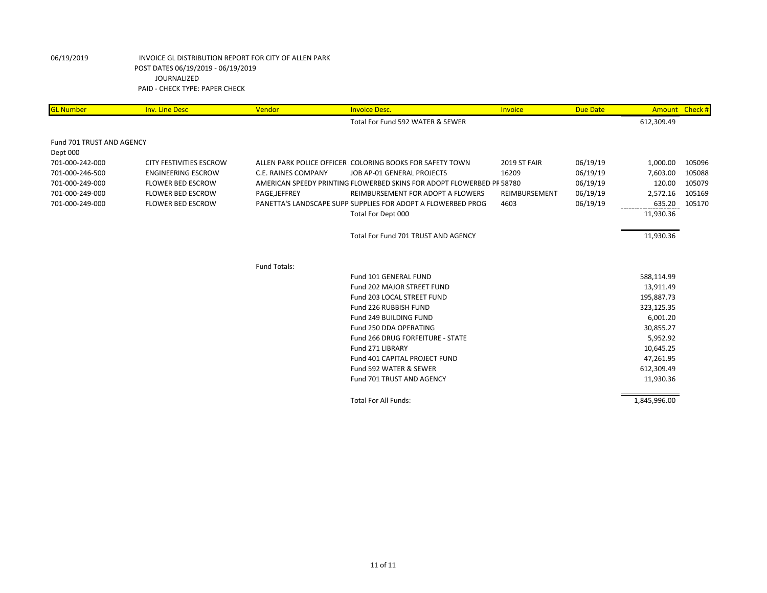06/19/2019 INVOICE GL DISTRIBUTION REPORT FOR CITY OF ALLEN PARK
POST DATES 06/19/2019 - 06/19/2019
JOURNALIZED
PAID - CHECK TYPE: PAPER CHECK

| GL Number | Inv. Line Desc | Vendor | Invoice Desc. | Invoice | Due Date | Amount | Check # |
|---|---|---|---|---|---|---|---|
| | | | Total For Fund 592 WATER & SEWER | | | 612,309.49 | |
| Fund 701 TRUST AND AGENCY | | | | | | | |
| Dept 000 | | | | | | | |
| 701-000-242-000 | CITY FESTIVITIES ESCROW | ALLEN PARK POLICE OFFICER | COLORING BOOKS FOR SAFETY TOWN | 2019 ST FAIR | 06/19/19 | 1,000.00 | 105096 |
| 701-000-246-500 | ENGINEERING ESCROW | C.E. RAINES COMPANY | JOB AP-01 GENERAL PROJECTS | 16209 | 06/19/19 | 7,603.00 | 105088 |
| 701-000-249-000 | FLOWER BED ESCROW | AMERICAN SPEEDY PRINTING | FLOWERBED SKINS FOR ADOPT FLOWERBED PR | 58780 | 06/19/19 | 120.00 | 105079 |
| 701-000-249-000 | FLOWER BED ESCROW | PAGE,JEFFREY | REIMBURSEMENT FOR ADOPT A FLOWERS | REIMBURSEMENT | 06/19/19 | 2,572.16 | 105169 |
| 701-000-249-000 | FLOWER BED ESCROW | PANETTA'S LANDSCAPE SUPP | SUPPLIES FOR ADOPT A FLOWERBED PROG | 4603 | 06/19/19 | 635.20 | 105170 |
| | | | Total For Dept 000 | | | 11,930.36 | |
| | | | Total For Fund 701 TRUST AND AGENCY | | | 11,930.36 | |
| | | Fund Totals: | | | | | |
| | | | Fund 101 GENERAL FUND | | | 588,114.99 | |
| | | | Fund 202 MAJOR STREET FUND | | | 13,911.49 | |
| | | | Fund 203 LOCAL STREET FUND | | | 195,887.73 | |
| | | | Fund 226 RUBBISH FUND | | | 323,125.35 | |
| | | | Fund 249 BUILDING FUND | | | 6,001.20 | |
| | | | Fund 250 DDA OPERATING | | | 30,855.27 | |
| | | | Fund 266 DRUG FORFEITURE - STATE | | | 5,952.92 | |
| | | | Fund 271 LIBRARY | | | 10,645.25 | |
| | | | Fund 401 CAPITAL PROJECT FUND | | | 47,261.95 | |
| | | | Fund 592 WATER & SEWER | | | 612,309.49 | |
| | | | Fund 701 TRUST AND AGENCY | | | 11,930.36 | |
| | | | Total For All Funds: | | | 1,845,996.00 | |